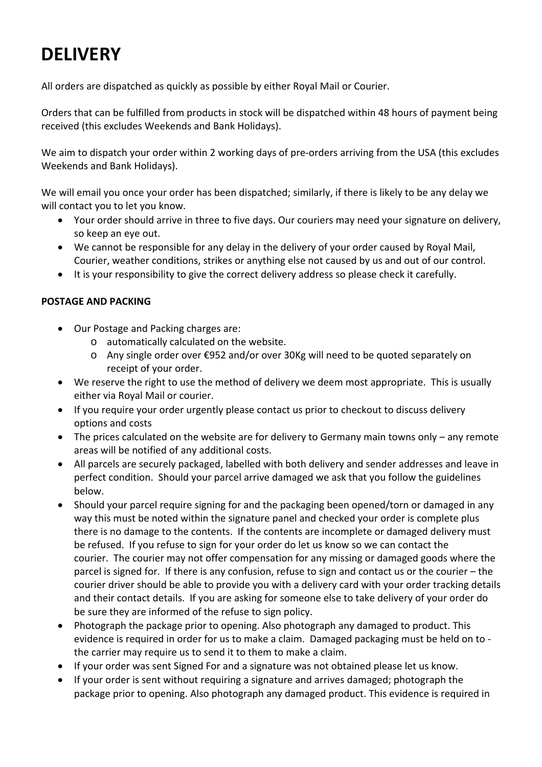# DELIVERY

All orders are dispatched as quickly as possible by either Royal Mail or Courier.

Orders that can be fulfilled from products in stock will be dispatched within 48 hours of payment being received (this excludes Weekends and Bank Holidays).

We aim to dispatch your order within 2 working days of pre-orders arriving from the USA (this excludes Weekends and Bank Holidays).

We will email you once your order has been dispatched; similarly, if there is likely to be any delay we will contact you to let you know.

- Your order should arrive in three to five days. Our couriers may need your signature on delivery, so keep an eye out.
- We cannot be responsible for any delay in the delivery of your order caused by Royal Mail, Courier, weather conditions, strikes or anything else not caused by us and out of our control.
- It is your responsibility to give the correct delivery address so please check it carefully.

**POSTAGE AND PACKING**

- Our Postage and Packing charges are:
  - automatically calculated on the website.
  - Any single order over €952 and/or over 30Kg will need to be quoted separately on receipt of your order.
- We reserve the right to use the method of delivery we deem most appropriate. This is usually either via Royal Mail or courier.
- If you require your order urgently please contact us prior to checkout to discuss delivery options and costs
- The prices calculated on the website are for delivery to Germany main towns only – any remote areas will be notified of any additional costs.
- All parcels are securely packaged, labelled with both delivery and sender addresses and leave in perfect condition. Should your parcel arrive damaged we ask that you follow the guidelines below.
- Should your parcel require signing for and the packaging been opened/torn or damaged in any way this must be noted within the signature panel and checked your order is complete plus there is no damage to the contents. If the contents are incomplete or damaged delivery must be refused. If you refuse to sign for your order do let us know so we can contact the courier. The courier may not offer compensation for any missing or damaged goods where the parcel is signed for. If there is any confusion, refuse to sign and contact us or the courier – the courier driver should be able to provide you with a delivery card with your order tracking details and their contact details. If you are asking for someone else to take delivery of your order do be sure they are informed of the refuse to sign policy.
- Photograph the package prior to opening. Also photograph any damaged to product. This evidence is required in order for us to make a claim. Damaged packaging must be held on to - the carrier may require us to send it to them to make a claim.
- If your order was sent Signed For and a signature was not obtained please let us know.
- If your order is sent without requiring a signature and arrives damaged; photograph the package prior to opening. Also photograph any damaged product. This evidence is required in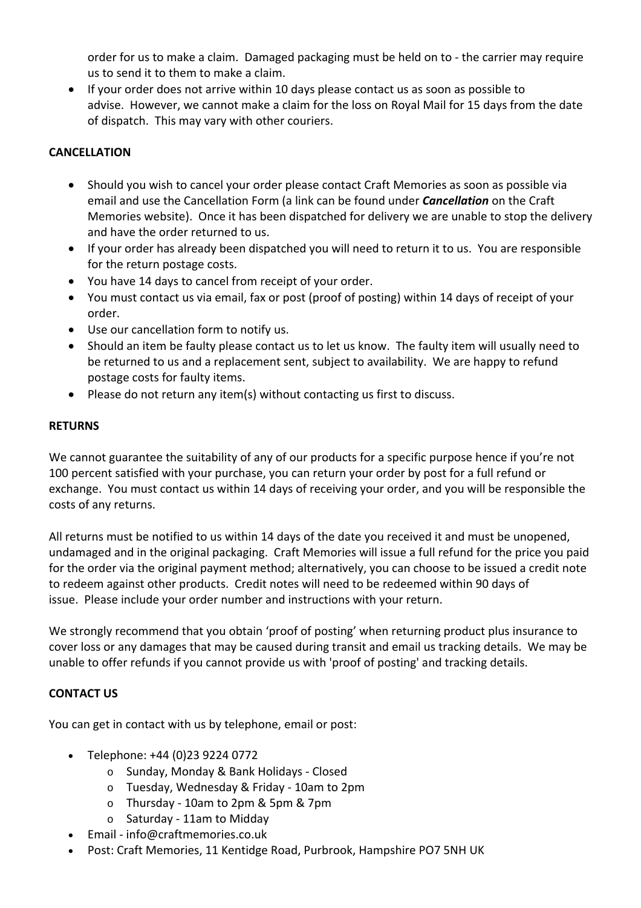order for us to make a claim. Damaged packaging must be held on to - the carrier may require us to send it to them to make a claim.

- If your order does not arrive within 10 days please contact us as soon as possible to advise. However, we cannot make a claim for the loss on Royal Mail for 15 days from the date of dispatch. This may vary with other couriers.

**CANCELLATION**

- Should you wish to cancel your order please contact Craft Memories as soon as possible via email and use the Cancellation Form (a link can be found under ***Cancellation*** on the Craft Memories website). Once it has been dispatched for delivery we are unable to stop the delivery and have the order returned to us.
- If your order has already been dispatched you will need to return it to us. You are responsible for the return postage costs.
- You have 14 days to cancel from receipt of your order.
- You must contact us via email, fax or post (proof of posting) within 14 days of receipt of your order.
- Use our cancellation form to notify us.
- Should an item be faulty please contact us to let us know. The faulty item will usually need to be returned to us and a replacement sent, subject to availability. We are happy to refund postage costs for faulty items.
- Please do not return any item(s) without contacting us first to discuss.

**RETURNS**

We cannot guarantee the suitability of any of our products for a specific purpose hence if you're not 100 percent satisfied with your purchase, you can return your order by post for a full refund or exchange. You must contact us within 14 days of receiving your order, and you will be responsible the costs of any returns.

All returns must be notified to us within 14 days of the date you received it and must be unopened, undamaged and in the original packaging. Craft Memories will issue a full refund for the price you paid for the order via the original payment method; alternatively, you can choose to be issued a credit note to redeem against other products. Credit notes will need to be redeemed within 90 days of issue. Please include your order number and instructions with your return.

We strongly recommend that you obtain 'proof of posting' when returning product plus insurance to cover loss or any damages that may be caused during transit and email us tracking details. We may be unable to offer refunds if you cannot provide us with 'proof of posting' and tracking details.

**CONTACT US**

You can get in contact with us by telephone, email or post:

- Telephone: +44 (0)23 9224 0772
  - Sunday, Monday & Bank Holidays - Closed
  - Tuesday, Wednesday & Friday - 10am to 2pm
  - Thursday - 10am to 2pm & 5pm & 7pm
  - Saturday - 11am to Midday
- Email - info@craftmemories.co.uk
- Post: Craft Memories, 11 Kentidge Road, Purbrook, Hampshire PO7 5NH UK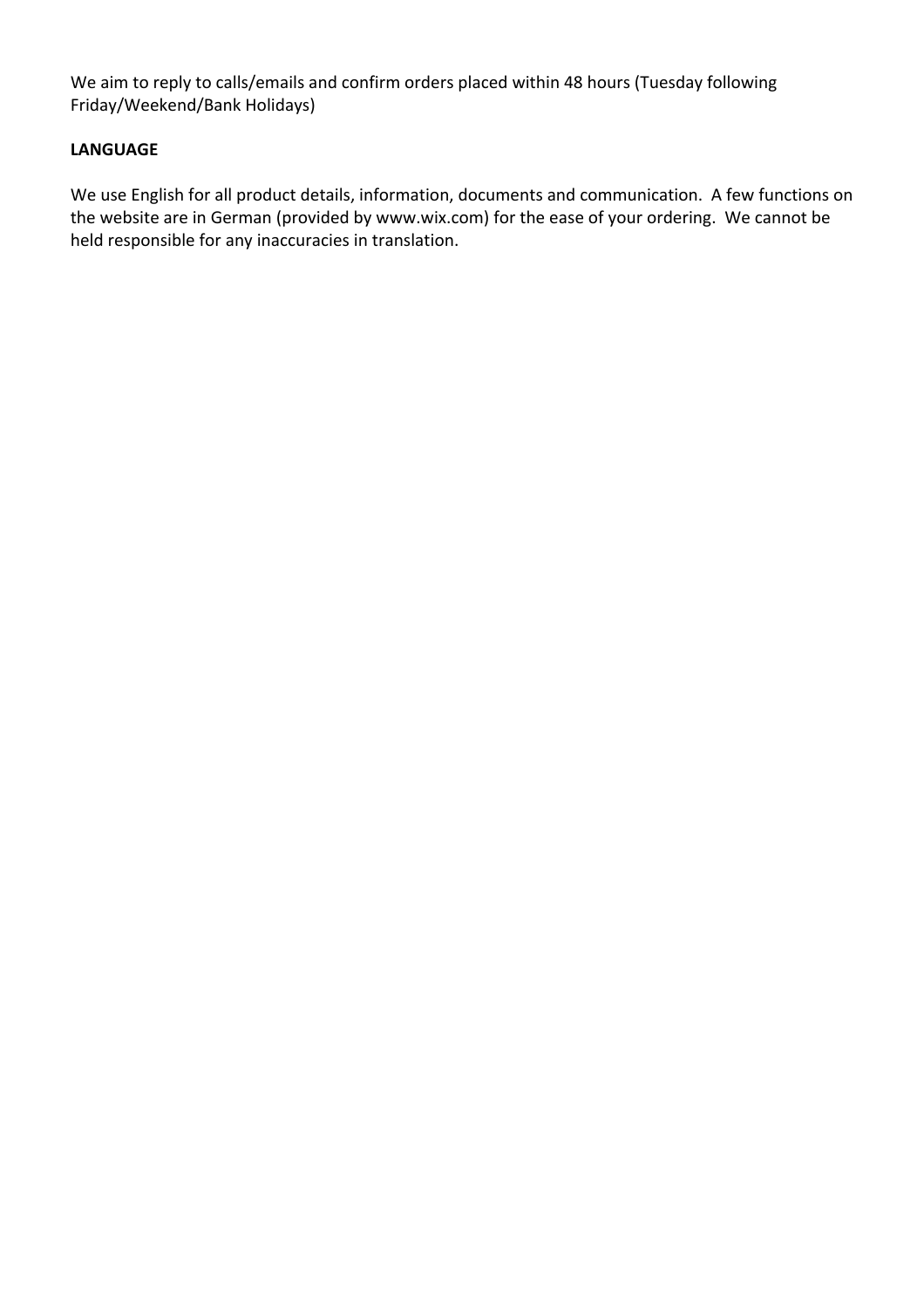We aim to reply to calls/emails and confirm orders placed within 48 hours (Tuesday following Friday/Weekend/Bank Holidays)

**LANGUAGE**

We use English for all product details, information, documents and communication. A few functions on the website are in German (provided by www.wix.com) for the ease of your ordering. We cannot be held responsible for any inaccuracies in translation.